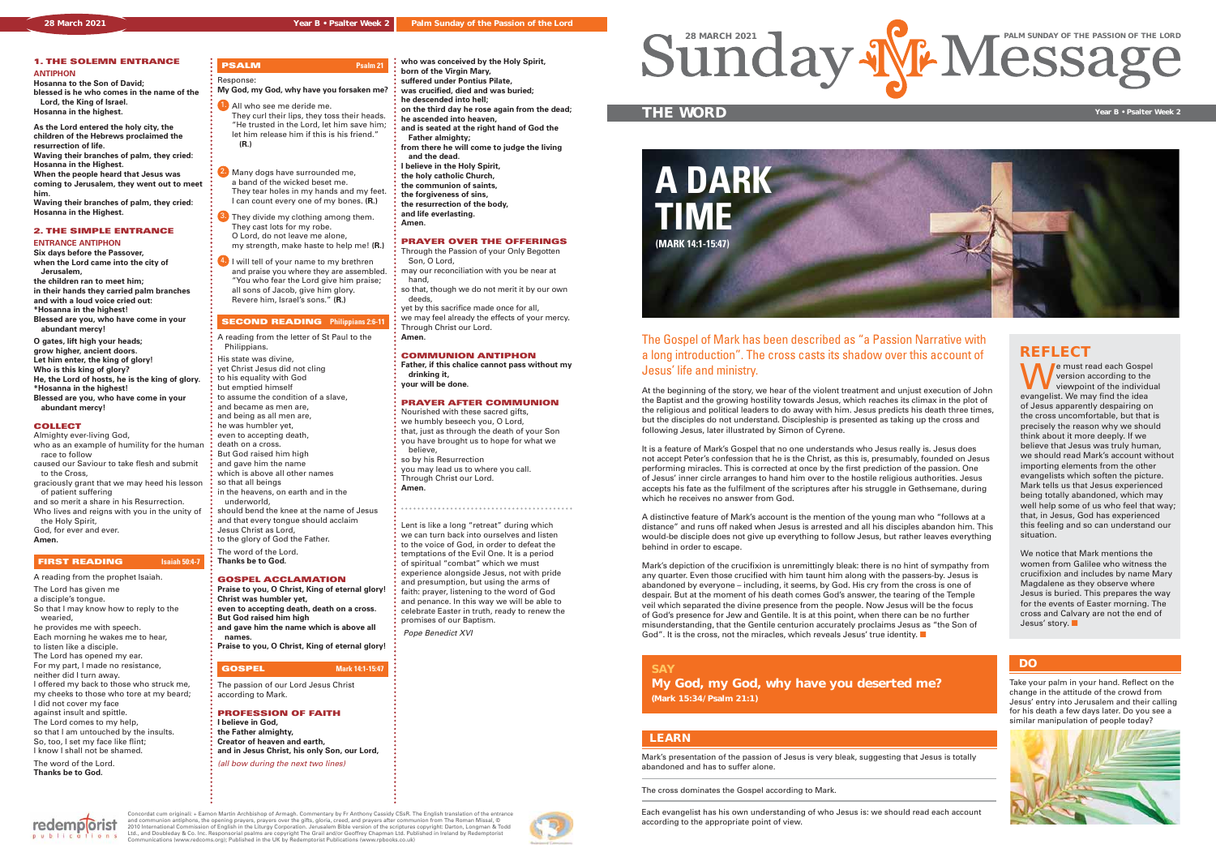## 1. THE SOLEMN ENTRANCE

**ANTIPHON**

**Hosanna to the Son of David;**
**blessed is he who comes in the name of the Lord, the King of Israel.**
**Hosanna in the highest.**

**As the Lord entered the holy city, the children of the Hebrews proclaimed the resurrection of life.**
**Waving their branches of palm, they cried: Hosanna in the Highest.**
**When the people heard that Jesus was coming to Jerusalem, they went out to meet him.**
**Waving their branches of palm, they cried: Hosanna in the Highest.**

## 2. THE SIMPLE ENTRANCE

**ENTRANCE ANTIPHON**

**Six days before the Passover,**
**when the Lord came into the city of Jerusalem,**
**the children ran to meet him;**
**in their hands they carried palm branches**
**and with a loud voice cried out:**
**\*Hosanna in the highest!**
**Blessed are you, who have come in your abundant mercy!**

**O gates, lift high your heads;**
**grow higher, ancient doors.**
**Let him enter, the king of glory!**
**Who is this king of glory?**
**He, the Lord of hosts, he is the king of glory.**
**\*Hosanna in the highest!**
**Blessed are you, who have come in your abundant mercy!**

## COLLECT

Almighty ever-living God,
who as an example of humility for the human race to follow
caused our Saviour to take flesh and submit to the Cross,
graciously grant that we may heed his lesson of patient suffering
and so merit a share in his Resurrection.
Who lives and reigns with you in the unity of the Holy Spirit,
God, for ever and ever.
**Amen.**

## FIRST READING — Isaiah 50:4-7

A reading from the prophet Isaiah.

The Lord has given me
a disciple's tongue.
So that I may know how to reply to the wearied,
he provides me with speech.
Each morning he wakes me to hear,
to listen like a disciple.
The Lord has opened my ear.
For my part, I made no resistance,
neither did I turn away.
I offered my back to those who struck me,
my cheeks to those who tore at my beard;
I did not cover my face
against insult and spittle.
The Lord comes to my help,
so that I am untouched by the insults.
So, too, I set my face like flint;
I know I shall not be shamed.

The word of the Lord.
**Thanks be to God.**

## PSALM — Psalm 21

Response:
**My God, my God, why have you forsaken me?**

1. All who see me deride me.
They curl their lips, they toss their heads.
"He trusted in the Lord, let him save him;
let him release him if this is his friend."
**(R.)**

2. Many dogs have surrounded me,
a band of the wicked beset me.
They tear holes in my hands and my feet.
I can count every one of my bones. **(R.)**

3. They divide my clothing among them.
They cast lots for my robe.
O Lord, do not leave me alone,
my strength, make haste to help me! **(R.)**

4. I will tell of your name to my brethren
and praise you where they are assembled.
"You who fear the Lord give him praise;
all sons of Jacob, give him glory.
Revere him, Israel's sons." **(R.)**

## SECOND READING — Philippians 2:6-11

A reading from the letter of St Paul to the Philippians.

His state was divine,
yet Christ Jesus did not cling
to his equality with God
but emptied himself
to assume the condition of a slave,
and became as men are,
and being as all men are,
he was humbler yet,
even to accepting death,
death on a cross.
But God raised him high
and gave him the name
which is above all other names
so that all beings
in the heavens, on earth and in the underworld,
should bend the knee at the name of Jesus
and that every tongue should acclaim
Jesus Christ as Lord,
to the glory of God the Father.

The word of the Lord.
**Thanks be to God.**

## GOSPEL ACCLAMATION

**Praise to you, O Christ, King of eternal glory!**
**Christ was humbler yet,**
**even to accepting death, death on a cross.**
**But God raised him high**
**and gave him the name which is above all names.**
**Praise to you, O Christ, King of eternal glory!**

## GOSPEL — Mark 14:1-15:47

The passion of our Lord Jesus Christ according to Mark.

## PROFESSION OF FAITH

**I believe in God,**
**the Father almighty,**
**Creator of heaven and earth,**
**and in Jesus Christ, his only Son, our Lord,**
*(all bow during the next two lines)*
**who was conceived by the Holy Spirit,**
**born of the Virgin Mary,**
**suffered under Pontius Pilate,**
**was crucified, died and was buried;**
**he descended into hell;**
**on the third day he rose again from the dead;**
**he ascended into heaven,**
**and is seated at the right hand of God the Father almighty;**
**from there he will come to judge the living and the dead.**
**I believe in the Holy Spirit,**
**the holy catholic Church,**
**the communion of saints,**
**the forgiveness of sins,**
**the resurrection of the body,**
**and life everlasting.**
**Amen.**

## PRAYER OVER THE OFFERINGS

Through the Passion of your Only Begotten Son, O Lord,
may our reconciliation with you be near at hand,
so that, though we do not merit it by our own deeds,
yet by this sacrifice made once for all,
we may feel already the effects of your mercy.
Through Christ our Lord.
**Amen.**

## COMMUNION ANTIPHON

**Father, if this chalice cannot pass without my drinking it,**
**your will be done.**

## PRAYER AFTER COMMUNION

Nourished with these sacred gifts,
we humbly beseech you, O Lord,
that, just as through the death of your Son
you have brought us to hope for what we believe,
so by his Resurrection
you may lead us to where you call.
Through Christ our Lord.
**Amen.**

Lent is like a long "retreat" during which we can turn back into ourselves and listen to the voice of God, in order to defeat the temptations of the Evil One. It is a period of spiritual "combat" which we must experience alongside Jesus, not with pride and presumption, but using the arms of faith: prayer, listening to the word of God and penance. In this way we will be able to celebrate Easter in truth, ready to renew the promises of our Baptism.

*Pope Benedict XVI*

# Sunday Message

28 MARCH 2021 — PALM SUNDAY OF THE PASSION OF THE LORD

## THE WORD

Year B • Psalter Week 2

# A DARK TIME

**(MARK 14:1-15:47)**

The Gospel of Mark has been described as "a Passion Narrative with a long introduction". The cross casts its shadow over this account of Jesus' life and ministry.

At the beginning of the story, we hear of the violent treatment and unjust execution of John the Baptist and the growing hostility towards Jesus, which reaches its climax in the plot of the religious and political leaders to do away with him. Jesus predicts his death three times, but the disciples do not understand. Discipleship is presented as taking up the cross and following Jesus, later illustrated by Simon of Cyrene.

It is a feature of Mark's Gospel that no one understands who Jesus really is. Jesus does not accept Peter's confession that he is the Christ, as this is, presumably, founded on Jesus performing miracles. This is corrected at once by the first prediction of the passion. One of Jesus' inner circle arranges to hand him over to the hostile religious authorities. Jesus accepts his fate as the fulfilment of the scriptures after his struggle in Gethsemane, during which he receives no answer from God.

A distinctive feature of Mark's account is the mention of the young man who "follows at a distance" and runs off naked when Jesus is arrested and all his disciples abandon him. This would-be disciple does not give up everything to follow Jesus, but rather leaves everything behind in order to escape.

Mark's depiction of the crucifixion is unremittingly bleak: there is no hint of sympathy from any quarter. Even those crucified with him taunt him along with the passers-by. Jesus is abandoned by everyone – including, it seems, by God. His cry from the cross is one of despair. But at the moment of his death comes God's answer, the tearing of the Temple veil which separated the divine presence from the people. Now Jesus will be the focus of God's presence for Jew and Gentile. It is at this point, when there can be no further misunderstanding, that the Gentile centurion accurately proclaims Jesus as "the Son of God". It is the cross, not the miracles, which reveals Jesus' true identity.

## REFLECT

We must read each Gospel version according to the viewpoint of the individual evangelist. We may find the idea of Jesus apparently despairing on the cross uncomfortable, but that is precisely the reason why we should think about it more deeply. If we believe that Jesus was truly human, we should read Mark's account without importing elements from the other evangelists which soften the picture. Mark tells us that Jesus experienced being totally abandoned, which may well help some of us who feel that way; that, in Jesus, God has experienced this feeling and so can understand our situation.

We notice that Mark mentions the women from Galilee who witness the crucifixion and includes by name Mary Magdalene as they observe where Jesus is buried. This prepares the way for the events of Easter morning. The cross and Calvary are not the end of Jesus' story.

## SAY

**My God, my God, why have you deserted me?**
**(Mark 15:34/Psalm 21:1)**

## DO

Take your palm in your hand. Reflect on the change in the attitude of the crowd from Jesus' entry into Jerusalem and their calling for his death a few days later. Do you see a similar manipulation of people today?

## LEARN

Mark's presentation of the passion of Jesus is very bleak, suggesting that Jesus is totally abandoned and has to suffer alone.

The cross dominates the Gospel according to Mark.

Each evangelist has his own understanding of who Jesus is: we should read each account according to the appropriate point of view.

Concordat cum originali: + Eamon Martin Archbishop of Armagh. Commentary by Fr Anthony Cassidy CSsR. The English translation of the entrance and communion antiphons, the opening prayers, prayers over the gifts, gloria, creed, and prayers after communion from The Roman Missal, © 2010 International Commission of English in the Liturgy Corporation. Jerusalem Bible version of the scriptures copyright: Darton, Longman & Todd Ltd., and Doubleday & Co. Inc. Responsorial psalms are copyright The Grail and/or Geoffrey Chapman Ltd. Published in Ireland by Redemptorist Communications (www.redcoms.org); Published in the UK by Redemptorist Publications (www.rpbooks.co.uk)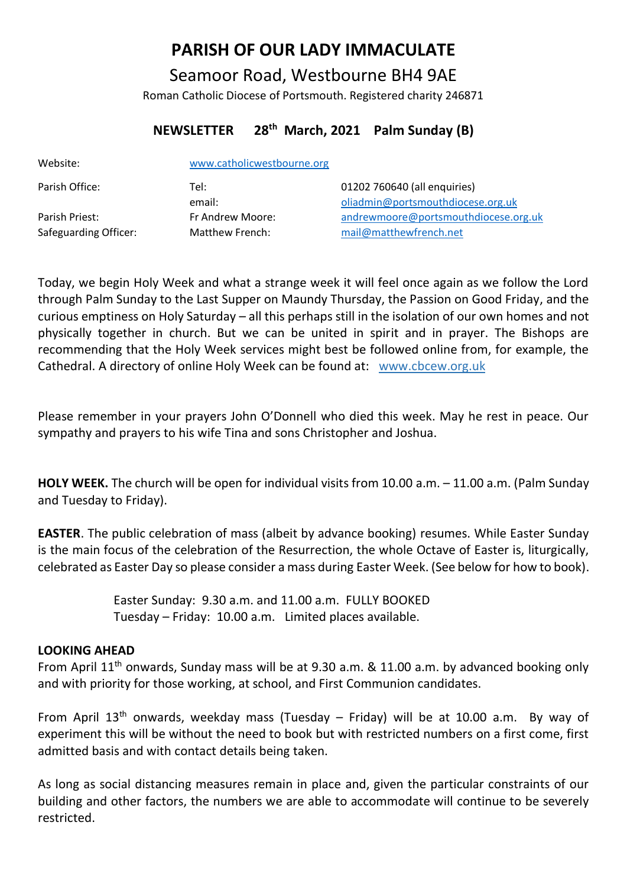# PARISH OF OUR LADY IMMACULATE

## Seamoor Road, Westbourne BH4 9AE

Roman Catholic Diocese of Portsmouth. Registered charity 246871

### NEWSLETTER 28th March, 2021 Palm Sunday (B)

| | | |
|---|---|---|
| Website: | www.catholicwestbourne.org | |
| Parish Office: | Tel: | 01202 760640 (all enquiries) |
| | email: | oliadmin@portsmouthdiocese.org.uk |
| Parish Priest: | Fr Andrew Moore: | andrewmoore@portsmouthdiocese.org.uk |
| Safeguarding Officer: | Matthew French: | mail@matthewfrench.net |

Today, we begin Holy Week and what a strange week it will feel once again as we follow the Lord through Palm Sunday to the Last Supper on Maundy Thursday, the Passion on Good Friday, and the curious emptiness on Holy Saturday – all this perhaps still in the isolation of our own homes and not physically together in church. But we can be united in spirit and in prayer. The Bishops are recommending that the Holy Week services might best be followed online from, for example, the Cathedral. A directory of online Holy Week can be found at: www.cbcew.org.uk

Please remember in your prayers John O'Donnell who died this week. May he rest in peace. Our sympathy and prayers to his wife Tina and sons Christopher and Joshua.

**HOLY WEEK.** The church will be open for individual visits from 10.00 a.m. – 11.00 a.m. (Palm Sunday and Tuesday to Friday).

**EASTER**. The public celebration of mass (albeit by advance booking) resumes. While Easter Sunday is the main focus of the celebration of the Resurrection, the whole Octave of Easter is, liturgically, celebrated as Easter Day so please consider a mass during Easter Week. (See below for how to book).

Easter Sunday: 9.30 a.m. and 11.00 a.m. FULLY BOOKED
Tuesday – Friday: 10.00 a.m. Limited places available.

**LOOKING AHEAD**

From April 11th onwards, Sunday mass will be at 9.30 a.m. & 11.00 a.m. by advanced booking only and with priority for those working, at school, and First Communion candidates.

From April 13th onwards, weekday mass (Tuesday – Friday) will be at 10.00 a.m. By way of experiment this will be without the need to book but with restricted numbers on a first come, first admitted basis and with contact details being taken.

As long as social distancing measures remain in place and, given the particular constraints of our building and other factors, the numbers we are able to accommodate will continue to be severely restricted.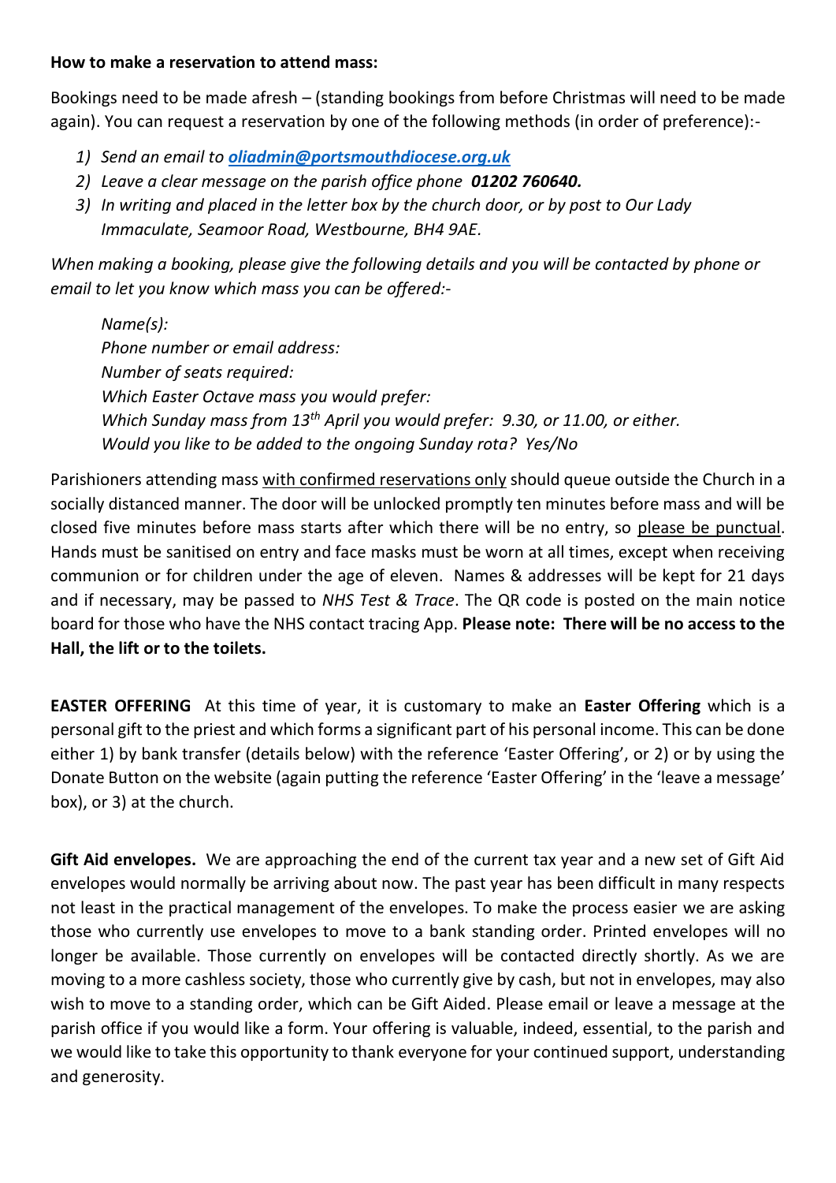**How to make a reservation to attend mass:**

Bookings need to be made afresh – (standing bookings from before Christmas will need to be made again). You can request a reservation by one of the following methods (in order of preference):-

1) *Send an email to **[oliadmin@portsmouthdiocese.org.uk](mailto:oliadmin@portsmouthdiocese.org.uk)***
2) *Leave a clear message on the parish office phone **01202 760640.***
3) *In writing and placed in the letter box by the church door, or by post to Our Lady Immaculate, Seamoor Road, Westbourne, BH4 9AE.*

*When making a booking, please give the following details and you will be contacted by phone or email to let you know which mass you can be offered:-*

*Name(s):*
*Phone number or email address:*
*Number of seats required:*
*Which Easter Octave mass you would prefer:*
*Which Sunday mass from 13th April you would prefer: 9.30, or 11.00, or either.*
*Would you like to be added to the ongoing Sunday rota? Yes/No*

Parishioners attending mass with confirmed reservations only should queue outside the Church in a socially distanced manner. The door will be unlocked promptly ten minutes before mass and will be closed five minutes before mass starts after which there will be no entry, so please be punctual. Hands must be sanitised on entry and face masks must be worn at all times, except when receiving communion or for children under the age of eleven. Names & addresses will be kept for 21 days and if necessary, may be passed to *NHS Test & Trace*. The QR code is posted on the main notice board for those who have the NHS contact tracing App. **Please note: There will be no access to the Hall, the lift or to the toilets.**

**EASTER OFFERING** At this time of year, it is customary to make an **Easter Offering** which is a personal gift to the priest and which forms a significant part of his personal income. This can be done either 1) by bank transfer (details below) with the reference 'Easter Offering', or 2) or by using the Donate Button on the website (again putting the reference 'Easter Offering' in the 'leave a message' box), or 3) at the church.

**Gift Aid envelopes.** We are approaching the end of the current tax year and a new set of Gift Aid envelopes would normally be arriving about now. The past year has been difficult in many respects not least in the practical management of the envelopes. To make the process easier we are asking those who currently use envelopes to move to a bank standing order. Printed envelopes will no longer be available. Those currently on envelopes will be contacted directly shortly. As we are moving to a more cashless society, those who currently give by cash, but not in envelopes, may also wish to move to a standing order, which can be Gift Aided. Please email or leave a message at the parish office if you would like a form. Your offering is valuable, indeed, essential, to the parish and we would like to take this opportunity to thank everyone for your continued support, understanding and generosity.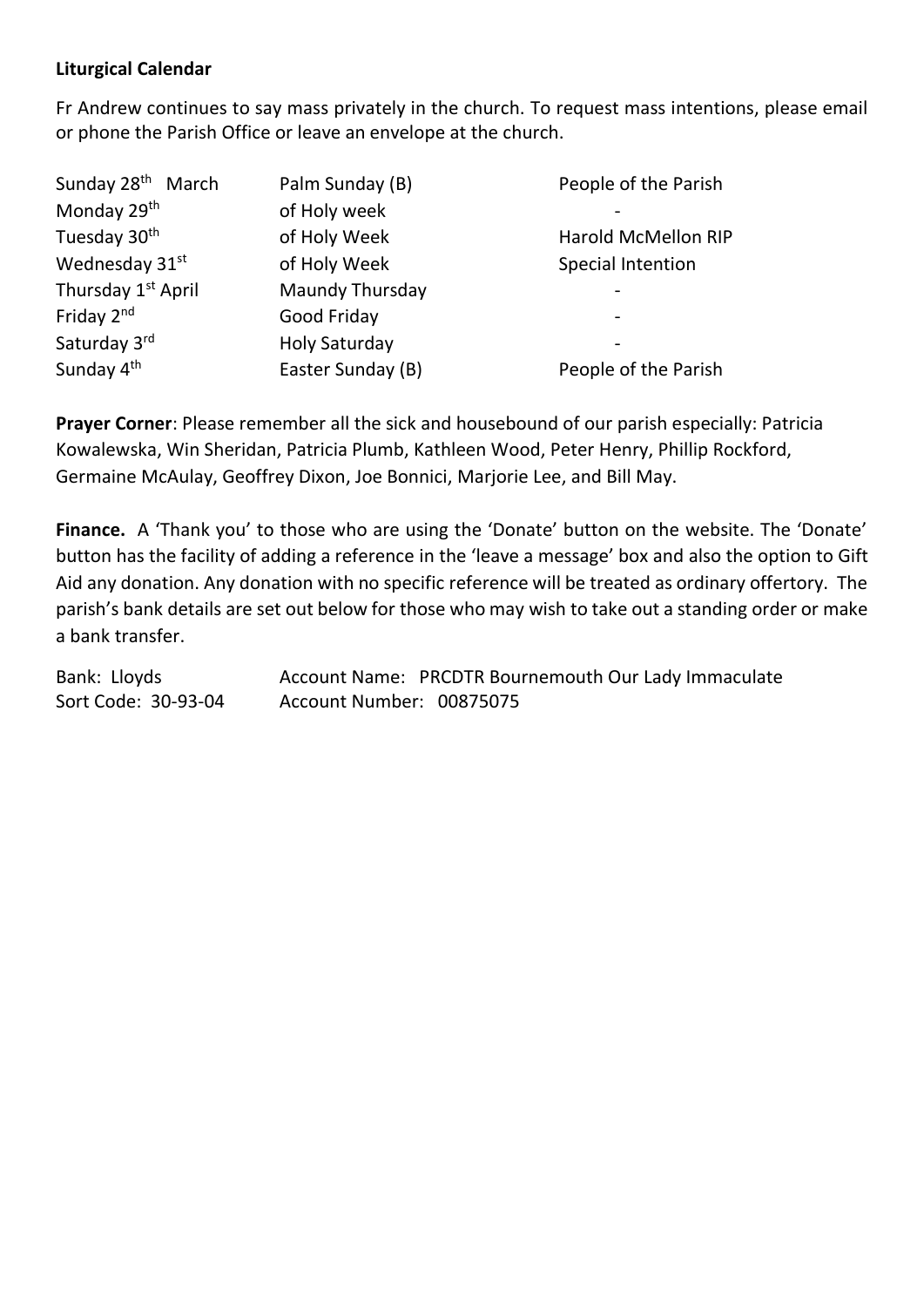**Liturgical Calendar**

Fr Andrew continues to say mass privately in the church. To request mass intentions, please email or phone the Parish Office or leave an envelope at the church.

| | | |
|---|---|---|
| Sunday 28th March | Palm Sunday (B) | People of the Parish |
| Monday 29th | of Holy week | - |
| Tuesday 30th | of Holy Week | Harold McMellon RIP |
| Wednesday 31st | of Holy Week | Special Intention |
| Thursday 1st April | Maundy Thursday | - |
| Friday 2nd | Good Friday | - |
| Saturday 3rd | Holy Saturday | - |
| Sunday 4th | Easter Sunday (B) | People of the Parish |

**Prayer Corner**: Please remember all the sick and housebound of our parish especially: Patricia Kowalewska, Win Sheridan, Patricia Plumb, Kathleen Wood, Peter Henry, Phillip Rockford, Germaine McAulay, Geoffrey Dixon, Joe Bonnici, Marjorie Lee, and Bill May.

**Finance.** A 'Thank you' to those who are using the 'Donate' button on the website. The 'Donate' button has the facility of adding a reference in the 'leave a message' box and also the option to Gift Aid any donation. Any donation with no specific reference will be treated as ordinary offertory. The parish's bank details are set out below for those who may wish to take out a standing order or make a bank transfer.

| | |
|---|---|
| Bank: Lloyds | Account Name: PRCDTR Bournemouth Our Lady Immaculate |
| Sort Code: 30-93-04 | Account Number: 00875075 |